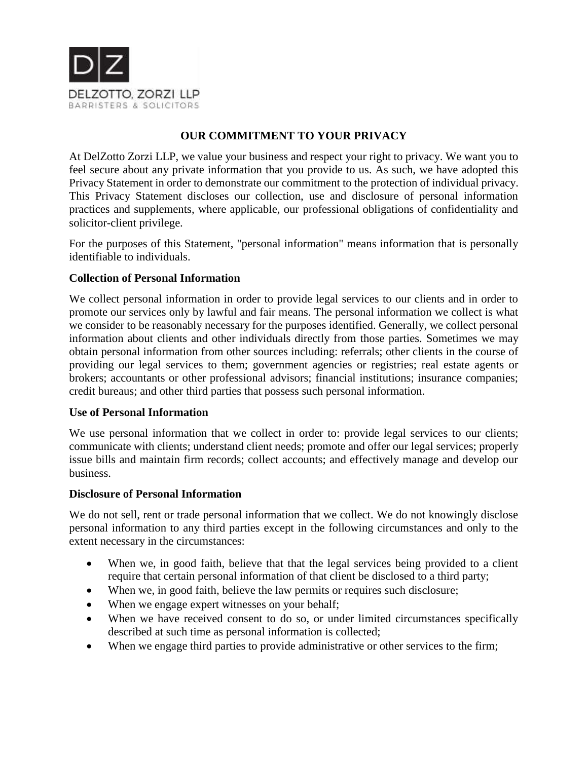DELZOTTO, ZORZI LLP
BARRISTERS & SOLICITORS

# OUR COMMITMENT TO YOUR PRIVACY

At DelZotto Zorzi LLP, we value your business and respect your right to privacy. We want you to feel secure about any private information that you provide to us. As such, we have adopted this Privacy Statement in order to demonstrate our commitment to the protection of individual privacy. This Privacy Statement discloses our collection, use and disclosure of personal information practices and supplements, where applicable, our professional obligations of confidentiality and solicitor-client privilege.

For the purposes of this Statement, "personal information" means information that is personally identifiable to individuals.

**Collection of Personal Information**

We collect personal information in order to provide legal services to our clients and in order to promote our services only by lawful and fair means. The personal information we collect is what we consider to be reasonably necessary for the purposes identified. Generally, we collect personal information about clients and other individuals directly from those parties. Sometimes we may obtain personal information from other sources including: referrals; other clients in the course of providing our legal services to them; government agencies or registries; real estate agents or brokers; accountants or other professional advisors; financial institutions; insurance companies; credit bureaus; and other third parties that possess such personal information.

**Use of Personal Information**

We use personal information that we collect in order to: provide legal services to our clients; communicate with clients; understand client needs; promote and offer our legal services; properly issue bills and maintain firm records; collect accounts; and effectively manage and develop our business.

**Disclosure of Personal Information**

We do not sell, rent or trade personal information that we collect. We do not knowingly disclose personal information to any third parties except in the following circumstances and only to the extent necessary in the circumstances:

- When we, in good faith, believe that that the legal services being provided to a client require that certain personal information of that client be disclosed to a third party;
- When we, in good faith, believe the law permits or requires such disclosure;
- When we engage expert witnesses on your behalf;
- When we have received consent to do so, or under limited circumstances specifically described at such time as personal information is collected;
- When we engage third parties to provide administrative or other services to the firm;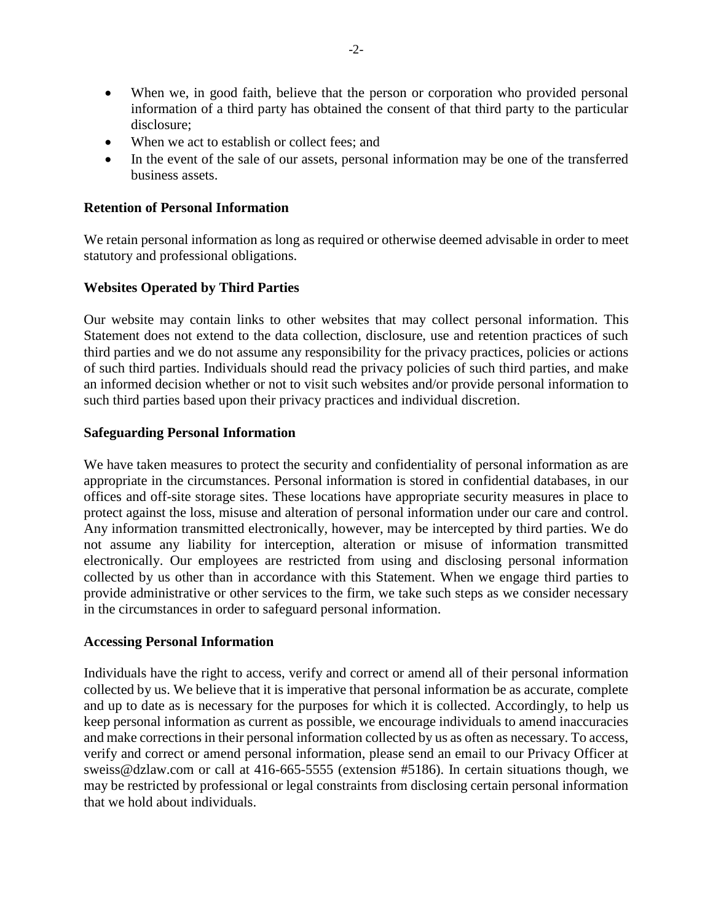- When we, in good faith, believe that the person or corporation who provided personal information of a third party has obtained the consent of that third party to the particular disclosure;
- When we act to establish or collect fees; and
- In the event of the sale of our assets, personal information may be one of the transferred business assets.

**Retention of Personal Information**

We retain personal information as long as required or otherwise deemed advisable in order to meet statutory and professional obligations.

**Websites Operated by Third Parties**

Our website may contain links to other websites that may collect personal information. This Statement does not extend to the data collection, disclosure, use and retention practices of such third parties and we do not assume any responsibility for the privacy practices, policies or actions of such third parties. Individuals should read the privacy policies of such third parties, and make an informed decision whether or not to visit such websites and/or provide personal information to such third parties based upon their privacy practices and individual discretion.

**Safeguarding Personal Information**

We have taken measures to protect the security and confidentiality of personal information as are appropriate in the circumstances. Personal information is stored in confidential databases, in our offices and off-site storage sites. These locations have appropriate security measures in place to protect against the loss, misuse and alteration of personal information under our care and control. Any information transmitted electronically, however, may be intercepted by third parties. We do not assume any liability for interception, alteration or misuse of information transmitted electronically. Our employees are restricted from using and disclosing personal information collected by us other than in accordance with this Statement. When we engage third parties to provide administrative or other services to the firm, we take such steps as we consider necessary in the circumstances in order to safeguard personal information.

**Accessing Personal Information**

Individuals have the right to access, verify and correct or amend all of their personal information collected by us. We believe that it is imperative that personal information be as accurate, complete and up to date as is necessary for the purposes for which it is collected. Accordingly, to help us keep personal information as current as possible, we encourage individuals to amend inaccuracies and make corrections in their personal information collected by us as often as necessary. To access, verify and correct or amend personal information, please send an email to our Privacy Officer at sweiss@dzlaw.com or call at 416-665-5555 (extension #5186). In certain situations though, we may be restricted by professional or legal constraints from disclosing certain personal information that we hold about individuals.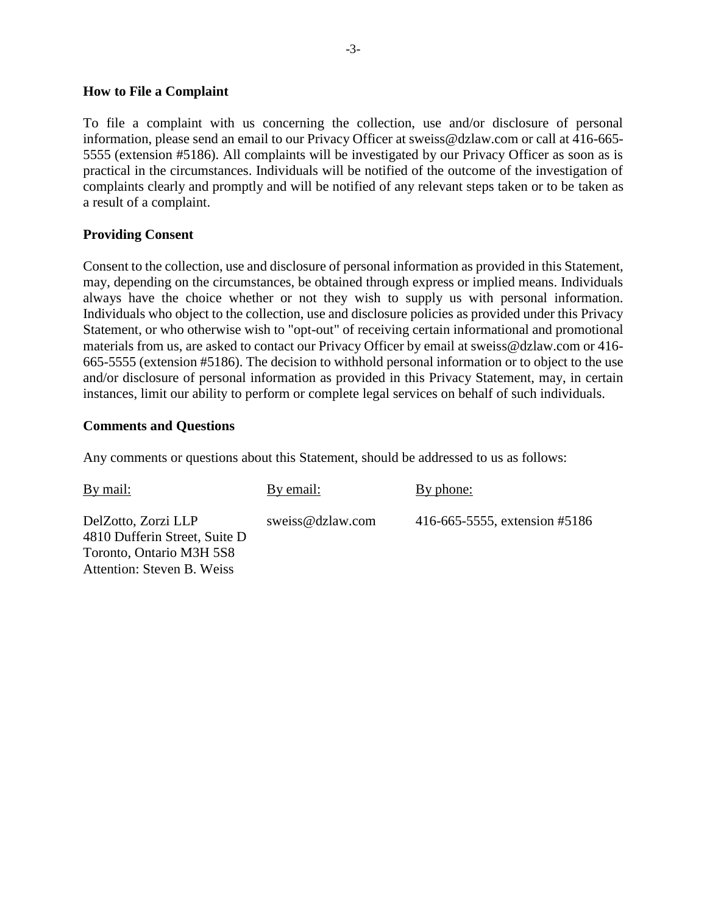## How to File a Complaint

To file a complaint with us concerning the collection, use and/or disclosure of personal information, please send an email to our Privacy Officer at sweiss@dzlaw.com or call at 416-665-5555 (extension #5186). All complaints will be investigated by our Privacy Officer as soon as is practical in the circumstances. Individuals will be notified of the outcome of the investigation of complaints clearly and promptly and will be notified of any relevant steps taken or to be taken as a result of a complaint.

## Providing Consent

Consent to the collection, use and disclosure of personal information as provided in this Statement, may, depending on the circumstances, be obtained through express or implied means. Individuals always have the choice whether or not they wish to supply us with personal information. Individuals who object to the collection, use and disclosure policies as provided under this Privacy Statement, or who otherwise wish to "opt-out" of receiving certain informational and promotional materials from us, are asked to contact our Privacy Officer by email at sweiss@dzlaw.com or 416-665-5555 (extension #5186). The decision to withhold personal information or to object to the use and/or disclosure of personal information as provided in this Privacy Statement, may, in certain instances, limit our ability to perform or complete legal services on behalf of such individuals.

## Comments and Questions

Any comments or questions about this Statement, should be addressed to us as follows:

| By mail: | By email: | By phone: |
| --- | --- | --- |
| DelZotto, Zorzi LLP<br>4810 Dufferin Street, Suite D<br>Toronto, Ontario M3H 5S8<br>Attention: Steven B. Weiss | sweiss@dzlaw.com | 416-665-5555, extension #5186 |